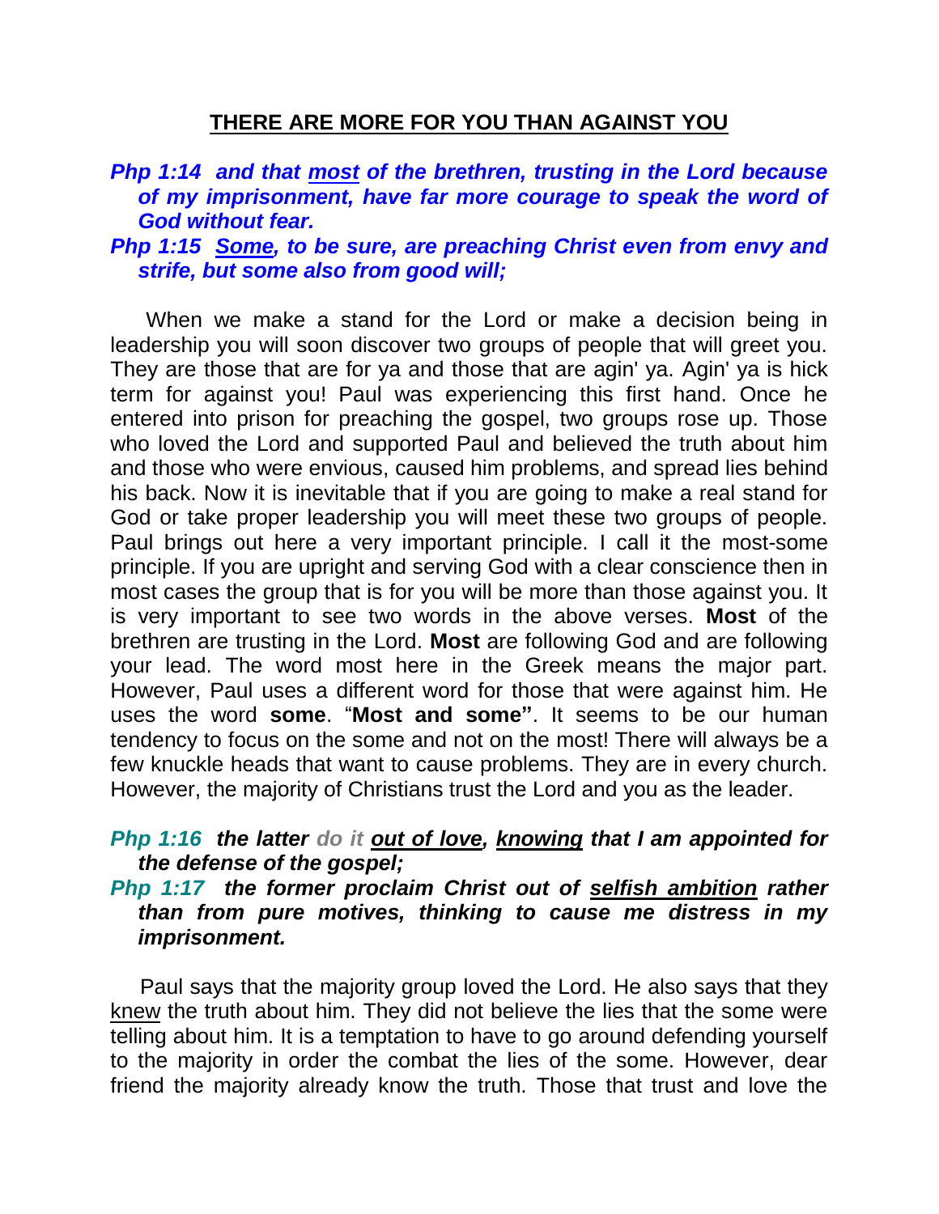## THERE ARE MORE FOR YOU THAN AGAINST YOU

***Php 1:14  and that <u>most</u> of the brethren, trusting in the Lord because of my imprisonment, have far more courage to speak the word of God without fear.***

***Php 1:15  <u>Some</u>, to be sure, are preaching Christ even from envy and strife, but some also from good will;***

When we make a stand for the Lord or make a decision being in leadership you will soon discover two groups of people that will greet you. They are those that are for ya and those that are agin' ya. Agin' ya is hick term for against you! Paul was experiencing this first hand. Once he entered into prison for preaching the gospel, two groups rose up. Those who loved the Lord and supported Paul and believed the truth about him and those who were envious, caused him problems, and spread lies behind his back. Now it is inevitable that if you are going to make a real stand for God or take proper leadership you will meet these two groups of people. Paul brings out here a very important principle. I call it the most-some principle. If you are upright and serving God with a clear conscience then in most cases the group that is for you will be more than those against you. It is very important to see two words in the above verses. **Most** of the brethren are trusting in the Lord. **Most** are following God and are following your lead. The word most here in the Greek means the major part. However, Paul uses a different word for those that were against him. He uses the word **some**. "**Most and some"**. It seems to be our human tendency to focus on the some and not on the most! There will always be a few knuckle heads that want to cause problems. They are in every church. However, the majority of Christians trust the Lord and you as the leader.

***Php 1:16  the latter do it <u>out of love</u>, <u>knowing</u> that I am appointed for the defense of the gospel;***

***Php 1:17  the former proclaim Christ out of <u>selfish ambition</u> rather than from pure motives, thinking to cause me distress in my imprisonment.***

Paul says that the majority group loved the Lord. He also says that they <u>knew</u> the truth about him. They did not believe the lies that the some were telling about him. It is a temptation to have to go around defending yourself to the majority in order the combat the lies of the some. However, dear friend the majority already know the truth. Those that trust and love the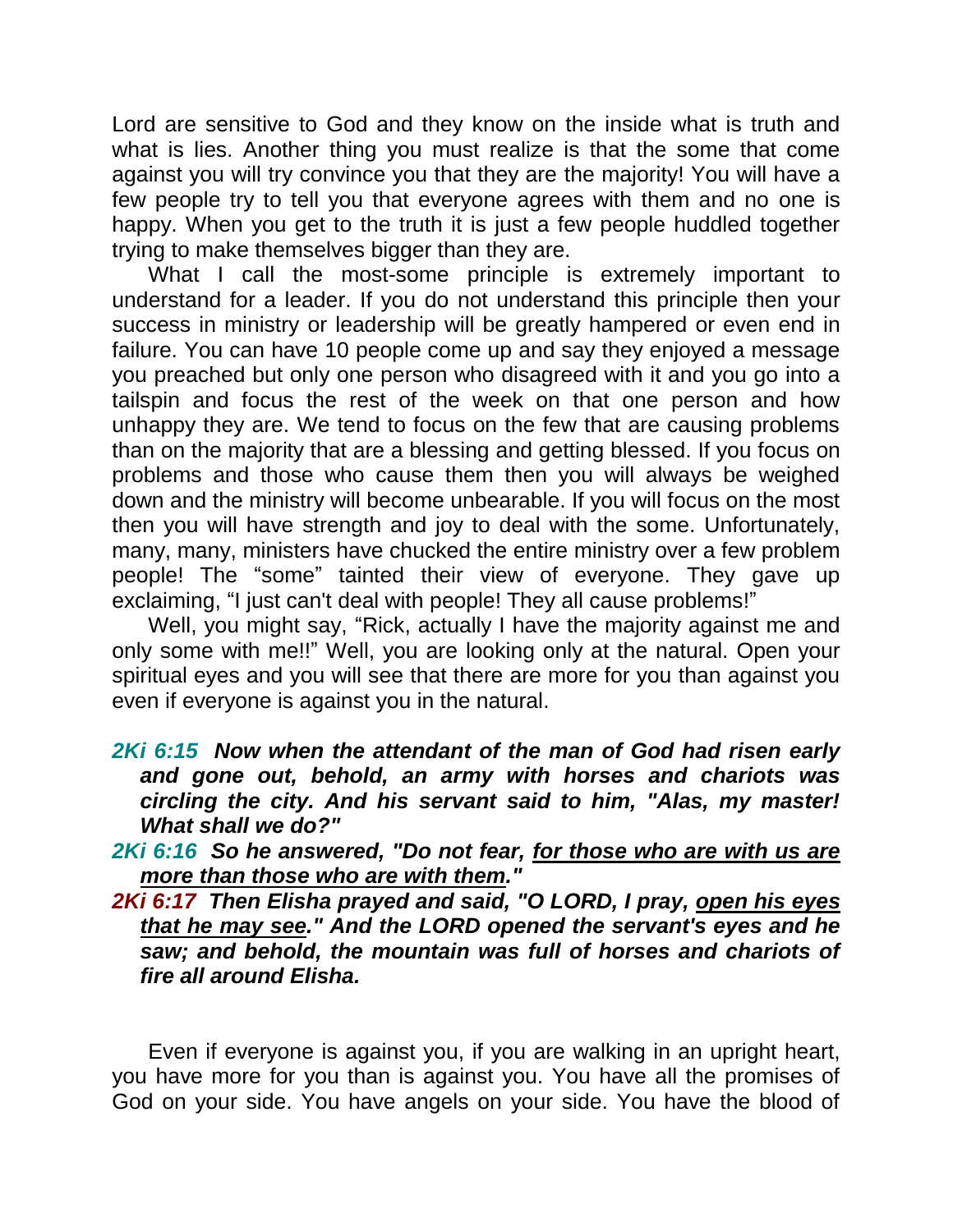Lord are sensitive to God and they know on the inside what is truth and what is lies. Another thing you must realize is that the some that come against you will try convince you that they are the majority! You will have a few people try to tell you that everyone agrees with them and no one is happy. When you get to the truth it is just a few people huddled together trying to make themselves bigger than they are.

What I call the most-some principle is extremely important to understand for a leader. If you do not understand this principle then your success in ministry or leadership will be greatly hampered or even end in failure. You can have 10 people come up and say they enjoyed a message you preached but only one person who disagreed with it and you go into a tailspin and focus the rest of the week on that one person and how unhappy they are. We tend to focus on the few that are causing problems than on the majority that are a blessing and getting blessed. If you focus on problems and those who cause them then you will always be weighed down and the ministry will become unbearable. If you will focus on the most then you will have strength and joy to deal with the some. Unfortunately, many, many, ministers have chucked the entire ministry over a few problem people! The "some" tainted their view of everyone. They gave up exclaiming, "I just can't deal with people! They all cause problems!"

Well, you might say, "Rick, actually I have the majority against me and only some with me!!" Well, you are looking only at the natural. Open your spiritual eyes and you will see that there are more for you than against you even if everyone is against you in the natural.

***2Ki 6:15  Now when the attendant of the man of God had risen early and gone out, behold, an army with horses and chariots was circling the city. And his servant said to him, "Alas, my master! What shall we do?"***

***2Ki 6:16  So he answered, "Do not fear, <u>for those who are with us are more than those who are with them</u>."***

***2Ki 6:17  Then Elisha prayed and said, "O LORD, I pray, <u>open his eyes that he may see</u>." And the LORD opened the servant's eyes and he saw; and behold, the mountain was full of horses and chariots of fire all around Elisha.***

Even if everyone is against you, if you are walking in an upright heart, you have more for you than is against you. You have all the promises of God on your side. You have angels on your side. You have the blood of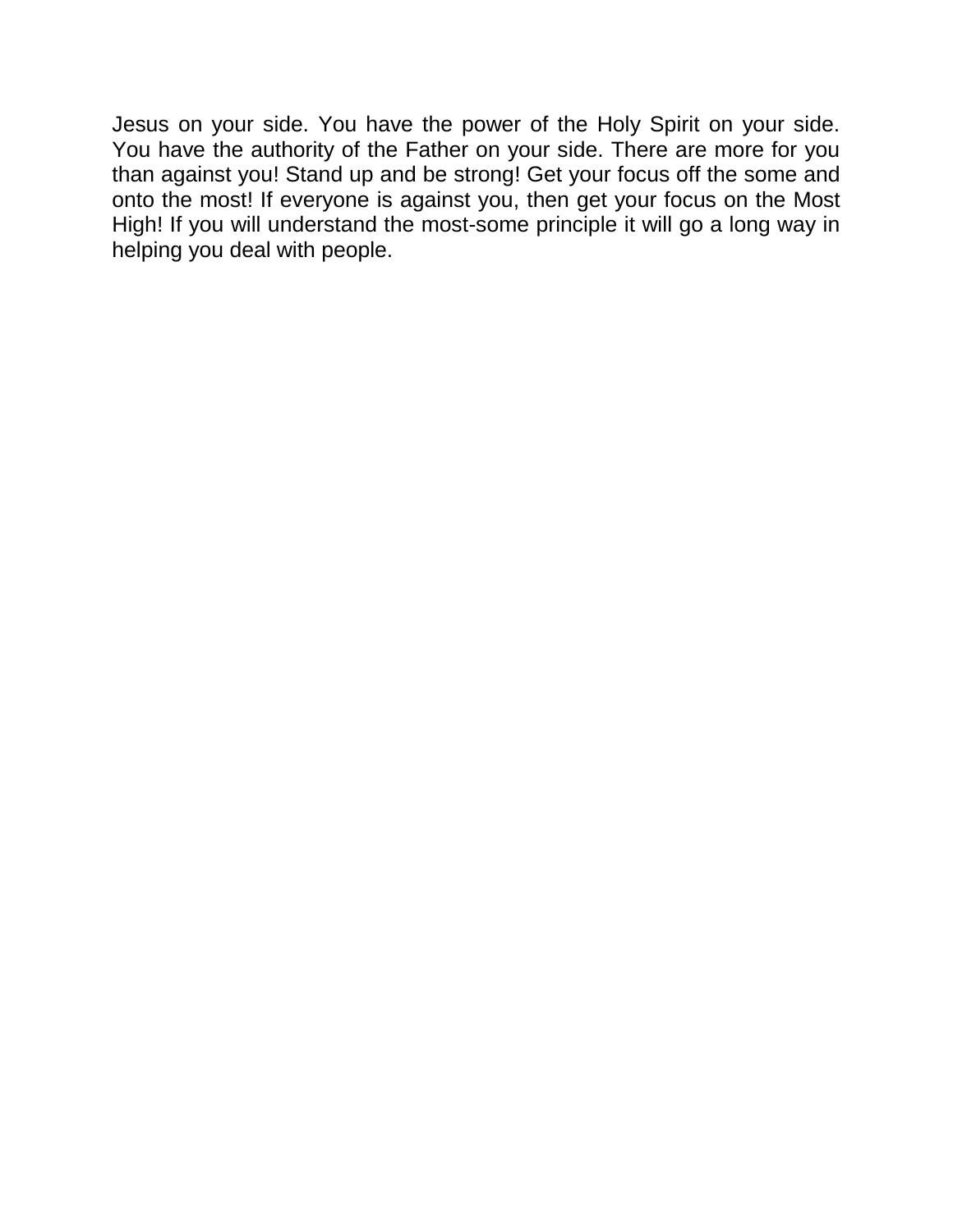Jesus on your side. You have the power of the Holy Spirit on your side. You have the authority of the Father on your side. There are more for you than against you! Stand up and be strong! Get your focus off the some and onto the most! If everyone is against you, then get your focus on the Most High! If you will understand the most-some principle it will go a long way in helping you deal with people.